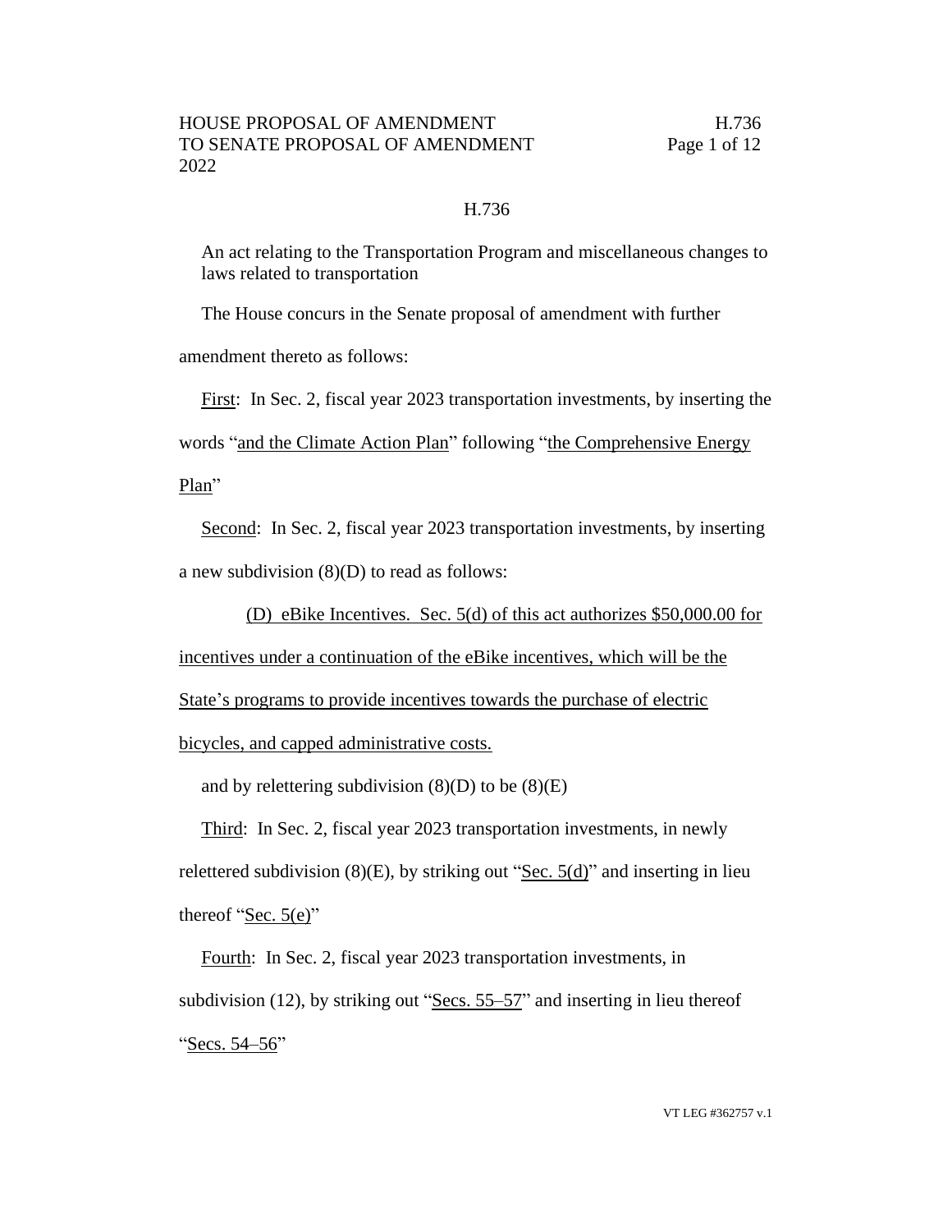# H.736

An act relating to the Transportation Program and miscellaneous changes to laws related to transportation

The House concurs in the Senate proposal of amendment with further amendment thereto as follows:

First: In Sec. 2, fiscal year 2023 transportation investments, by inserting the words "and the Climate Action Plan" following "the Comprehensive Energy Plan"

Second: In Sec. 2, fiscal year 2023 transportation investments, by inserting a new subdivision (8)(D) to read as follows:

(D) eBike Incentives. Sec. 5(d) of this act authorizes $50,000.00 for incentives under a continuation of the eBike incentives, which will be the State's programs to provide incentives towards the purchase of electric bicycles, and capped administrative costs.

and by relettering subdivision (8)(D) to be (8)(E)

Third: In Sec. 2, fiscal year 2023 transportation investments, in newly relettered subdivision (8)(E), by striking out "Sec. 5(d)" and inserting in lieu thereof "Sec. 5(e)"

Fourth: In Sec. 2, fiscal year 2023 transportation investments, in subdivision (12), by striking out "Secs. 55–57" and inserting in lieu thereof "Secs. 54–56"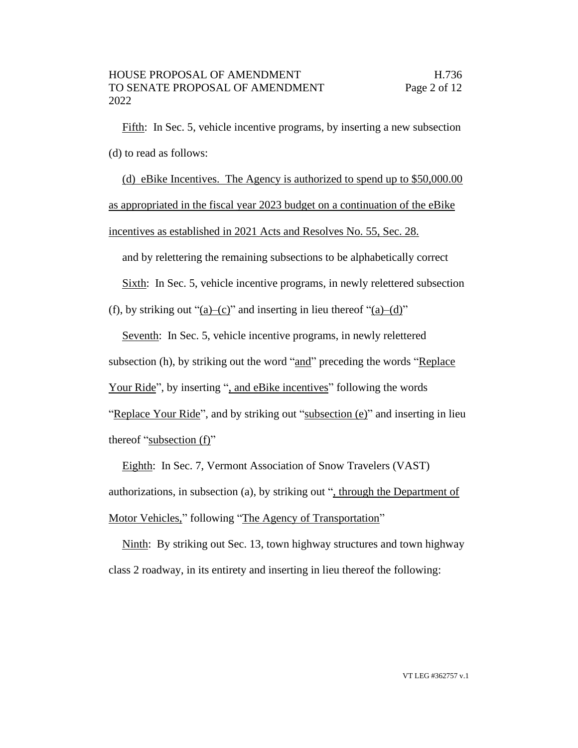Fifth: In Sec. 5, vehicle incentive programs, by inserting a new subsection (d) to read as follows:

(d) eBike Incentives. The Agency is authorized to spend up to $50,000.00 as appropriated in the fiscal year 2023 budget on a continuation of the eBike incentives as established in 2021 Acts and Resolves No. 55, Sec. 28.

and by relettering the remaining subsections to be alphabetically correct

Sixth: In Sec. 5, vehicle incentive programs, in newly relettered subsection (f), by striking out "(a)–(c)" and inserting in lieu thereof "(a)–(d)"

Seventh: In Sec. 5, vehicle incentive programs, in newly relettered subsection (h), by striking out the word "and" preceding the words "Replace Your Ride", by inserting ", and eBike incentives" following the words "Replace Your Ride", and by striking out "subsection (e)" and inserting in lieu thereof "subsection (f)"

Eighth: In Sec. 7, Vermont Association of Snow Travelers (VAST) authorizations, in subsection (a), by striking out ", through the Department of Motor Vehicles," following "The Agency of Transportation"

Ninth: By striking out Sec. 13, town highway structures and town highway class 2 roadway, in its entirety and inserting in lieu thereof the following: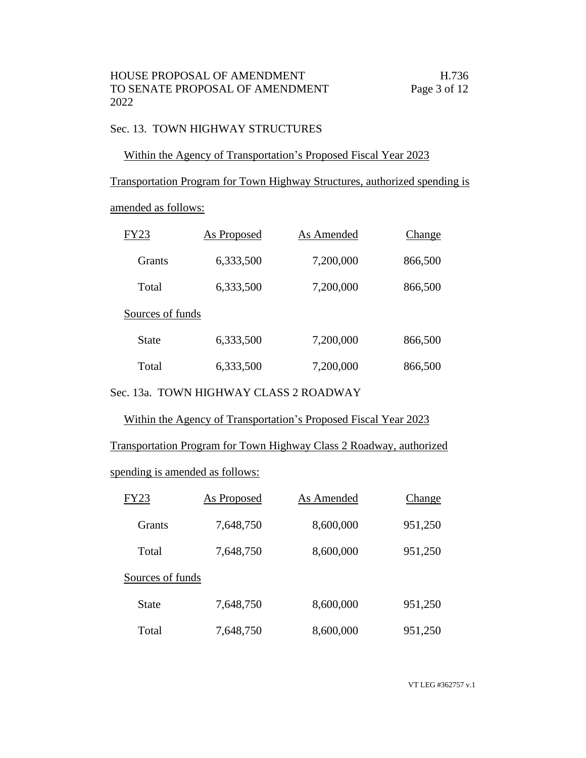Sec. 13. TOWN HIGHWAY STRUCTURES

Within the Agency of Transportation's Proposed Fiscal Year 2023 Transportation Program for Town Highway Structures, authorized spending is amended as follows:

| FY23 | As Proposed | As Amended | Change |
|---|---|---|---|
| Grants | 6,333,500 | 7,200,000 | 866,500 |
| Total | 6,333,500 | 7,200,000 | 866,500 |
| Sources of funds | | | |
| State | 6,333,500 | 7,200,000 | 866,500 |
| Total | 6,333,500 | 7,200,000 | 866,500 |

Sec. 13a. TOWN HIGHWAY CLASS 2 ROADWAY

Within the Agency of Transportation's Proposed Fiscal Year 2023 Transportation Program for Town Highway Class 2 Roadway, authorized spending is amended as follows:

| FY23 | As Proposed | As Amended | Change |
|---|---|---|---|
| Grants | 7,648,750 | 8,600,000 | 951,250 |
| Total | 7,648,750 | 8,600,000 | 951,250 |
| Sources of funds | | | |
| State | 7,648,750 | 8,600,000 | 951,250 |
| Total | 7,648,750 | 8,600,000 | 951,250 |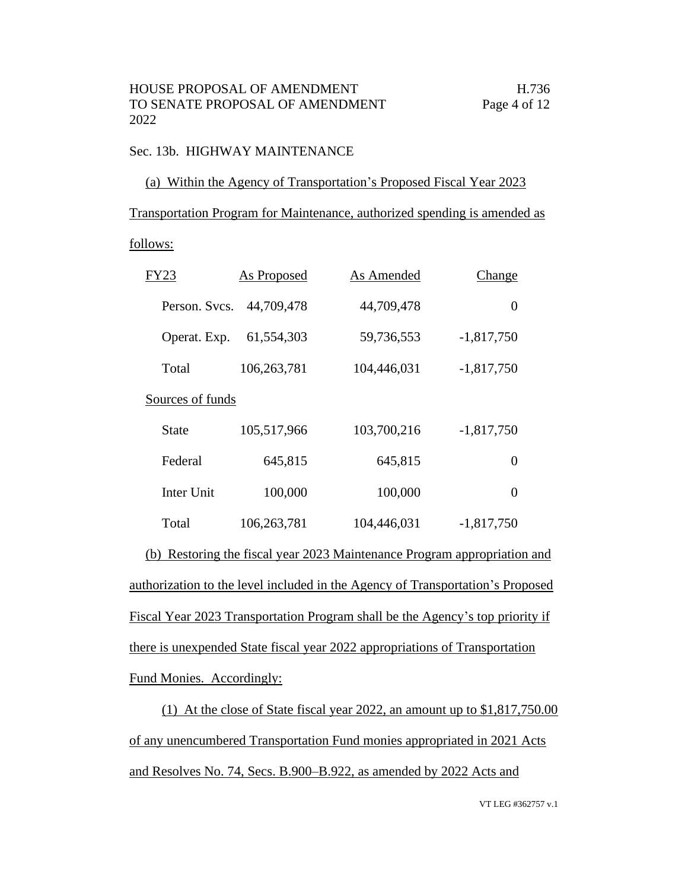Sec. 13b. HIGHWAY MAINTENANCE

(a) Within the Agency of Transportation's Proposed Fiscal Year 2023 Transportation Program for Maintenance, authorized spending is amended as follows:

| FY23 | As Proposed | As Amended | Change |
|---|---|---|---|
| Person. Svcs. | 44,709,478 | 44,709,478 | 0 |
| Operat. Exp. | 61,554,303 | 59,736,553 | -1,817,750 |
| Total | 106,263,781 | 104,446,031 | -1,817,750 |
| Sources of funds | | | |
| State | 105,517,966 | 103,700,216 | -1,817,750 |
| Federal | 645,815 | 645,815 | 0 |
| Inter Unit | 100,000 | 100,000 | 0 |
| Total | 106,263,781 | 104,446,031 | -1,817,750 |

(b) Restoring the fiscal year 2023 Maintenance Program appropriation and authorization to the level included in the Agency of Transportation's Proposed Fiscal Year 2023 Transportation Program shall be the Agency's top priority if there is unexpended State fiscal year 2022 appropriations of Transportation Fund Monies. Accordingly:

(1) At the close of State fiscal year 2022, an amount up to $1,817,750.00 of any unencumbered Transportation Fund monies appropriated in 2021 Acts and Resolves No. 74, Secs. B.900–B.922, as amended by 2022 Acts and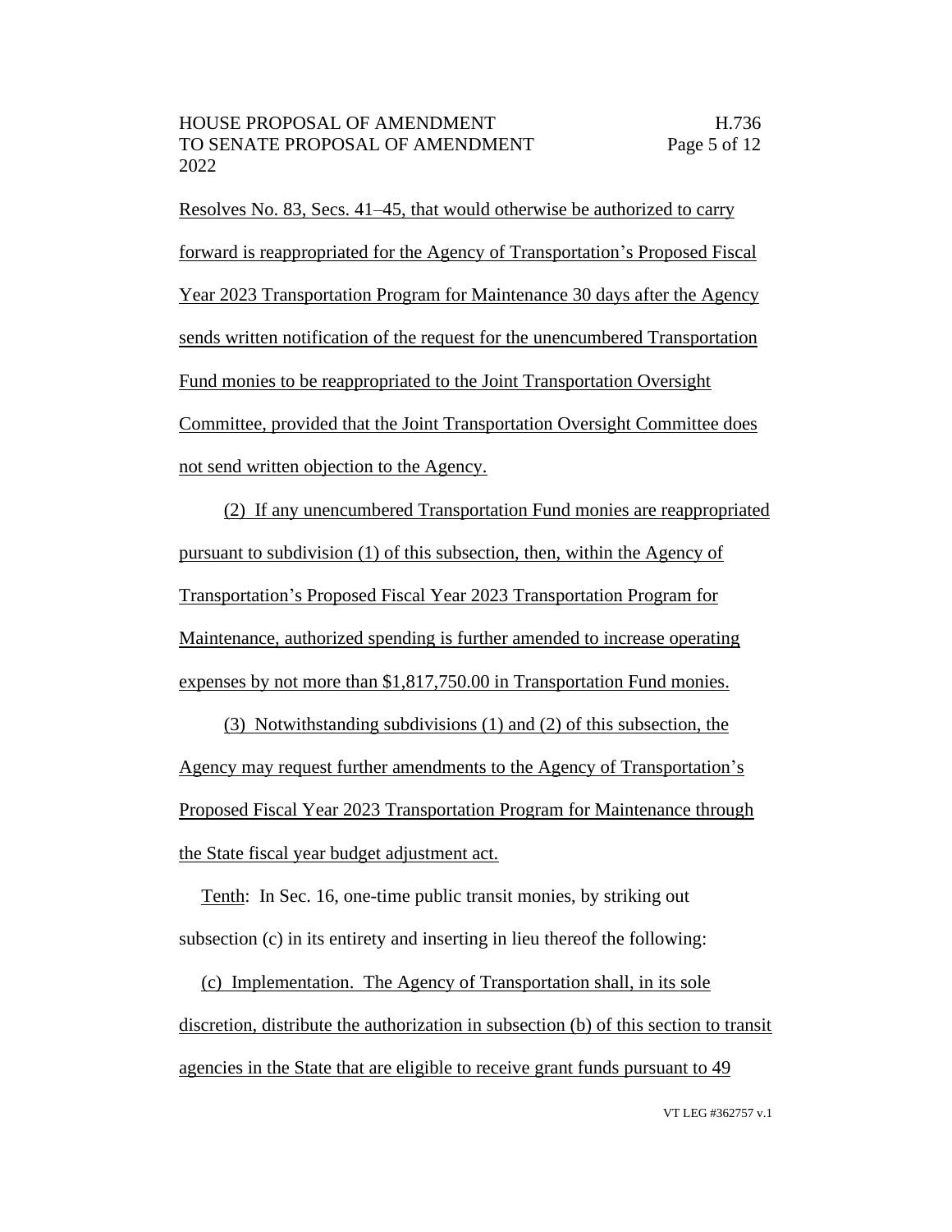Resolves No. 83, Secs. 41–45, that would otherwise be authorized to carry forward is reappropriated for the Agency of Transportation's Proposed Fiscal Year 2023 Transportation Program for Maintenance 30 days after the Agency sends written notification of the request for the unencumbered Transportation Fund monies to be reappropriated to the Joint Transportation Oversight Committee, provided that the Joint Transportation Oversight Committee does not send written objection to the Agency.

(2) If any unencumbered Transportation Fund monies are reappropriated pursuant to subdivision (1) of this subsection, then, within the Agency of Transportation's Proposed Fiscal Year 2023 Transportation Program for Maintenance, authorized spending is further amended to increase operating expenses by not more than $1,817,750.00 in Transportation Fund monies.

(3) Notwithstanding subdivisions (1) and (2) of this subsection, the Agency may request further amendments to the Agency of Transportation's Proposed Fiscal Year 2023 Transportation Program for Maintenance through the State fiscal year budget adjustment act.

Tenth: In Sec. 16, one-time public transit monies, by striking out subsection (c) in its entirety and inserting in lieu thereof the following:

(c) Implementation. The Agency of Transportation shall, in its sole discretion, distribute the authorization in subsection (b) of this section to transit agencies in the State that are eligible to receive grant funds pursuant to 49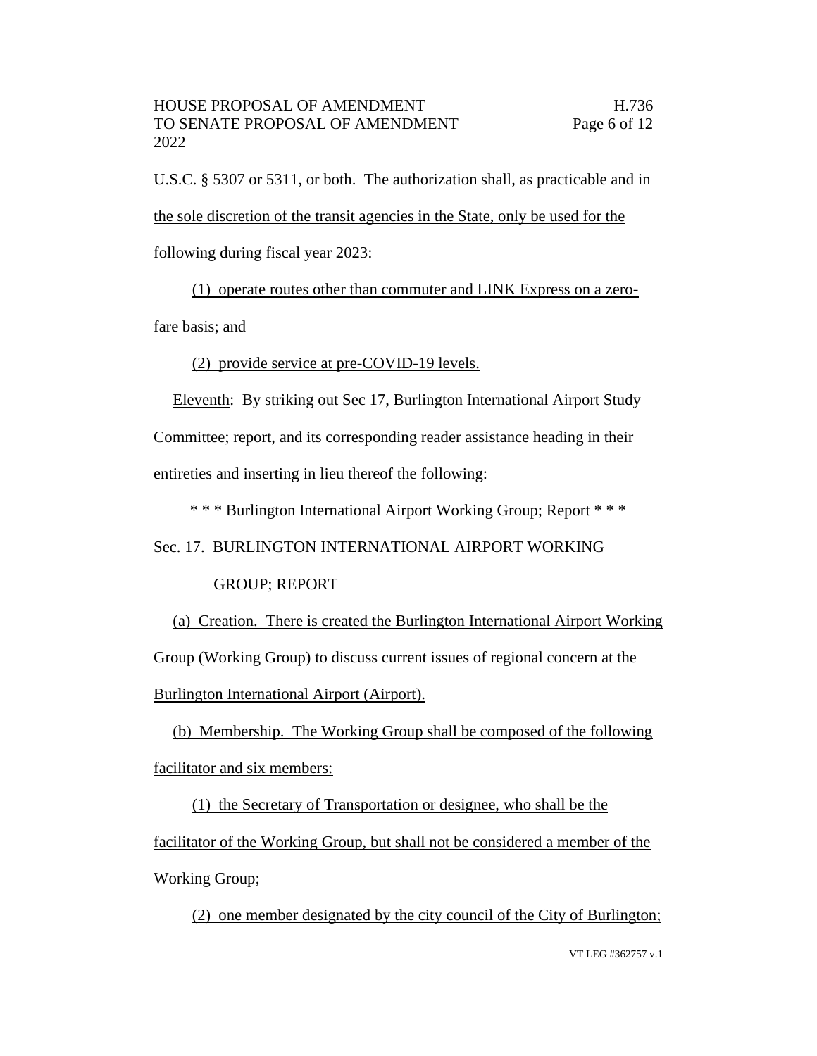U.S.C. § 5307 or 5311, or both. The authorization shall, as practicable and in the sole discretion of the transit agencies in the State, only be used for the following during fiscal year 2023:

(1) operate routes other than commuter and LINK Express on a zero-fare basis; and

(2) provide service at pre-COVID-19 levels.

Eleventh: By striking out Sec 17, Burlington International Airport Study Committee; report, and its corresponding reader assistance heading in their entireties and inserting in lieu thereof the following:

\* \* \* Burlington International Airport Working Group; Report \* \* \*

Sec. 17. BURLINGTON INTERNATIONAL AIRPORT WORKING GROUP; REPORT

(a) Creation. There is created the Burlington International Airport Working Group (Working Group) to discuss current issues of regional concern at the Burlington International Airport (Airport).

(b) Membership. The Working Group shall be composed of the following facilitator and six members:

(1) the Secretary of Transportation or designee, who shall be the facilitator of the Working Group, but shall not be considered a member of the Working Group;

(2) one member designated by the city council of the City of Burlington;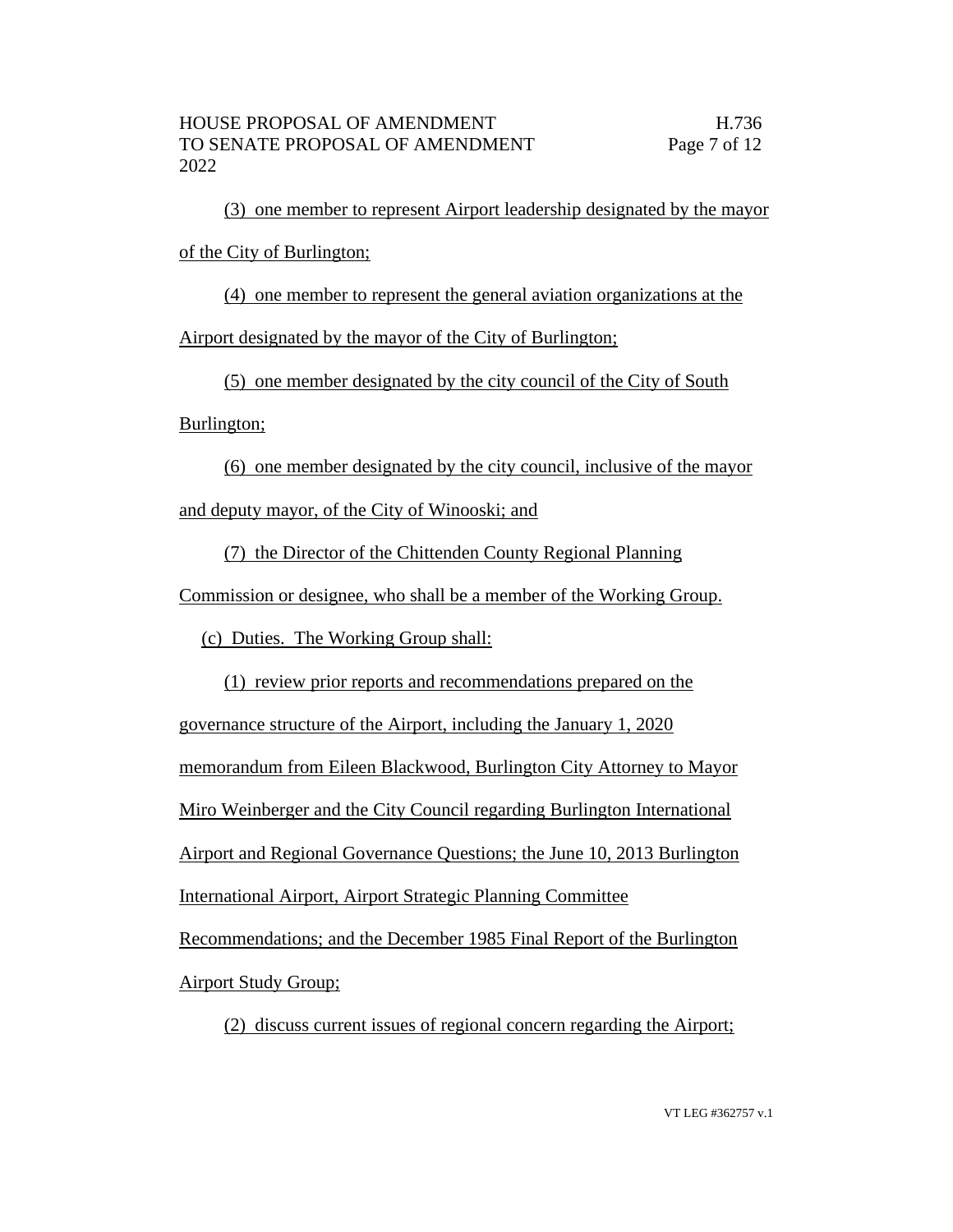(3) one member to represent Airport leadership designated by the mayor of the City of Burlington;

(4) one member to represent the general aviation organizations at the Airport designated by the mayor of the City of Burlington;

(5) one member designated by the city council of the City of South Burlington;

(6) one member designated by the city council, inclusive of the mayor and deputy mayor, of the City of Winooski; and

(7) the Director of the Chittenden County Regional Planning Commission or designee, who shall be a member of the Working Group.

(c) Duties. The Working Group shall:

(1) review prior reports and recommendations prepared on the governance structure of the Airport, including the January 1, 2020 memorandum from Eileen Blackwood, Burlington City Attorney to Mayor Miro Weinberger and the City Council regarding Burlington International Airport and Regional Governance Questions; the June 10, 2013 Burlington International Airport, Airport Strategic Planning Committee Recommendations; and the December 1985 Final Report of the Burlington Airport Study Group;

(2) discuss current issues of regional concern regarding the Airport;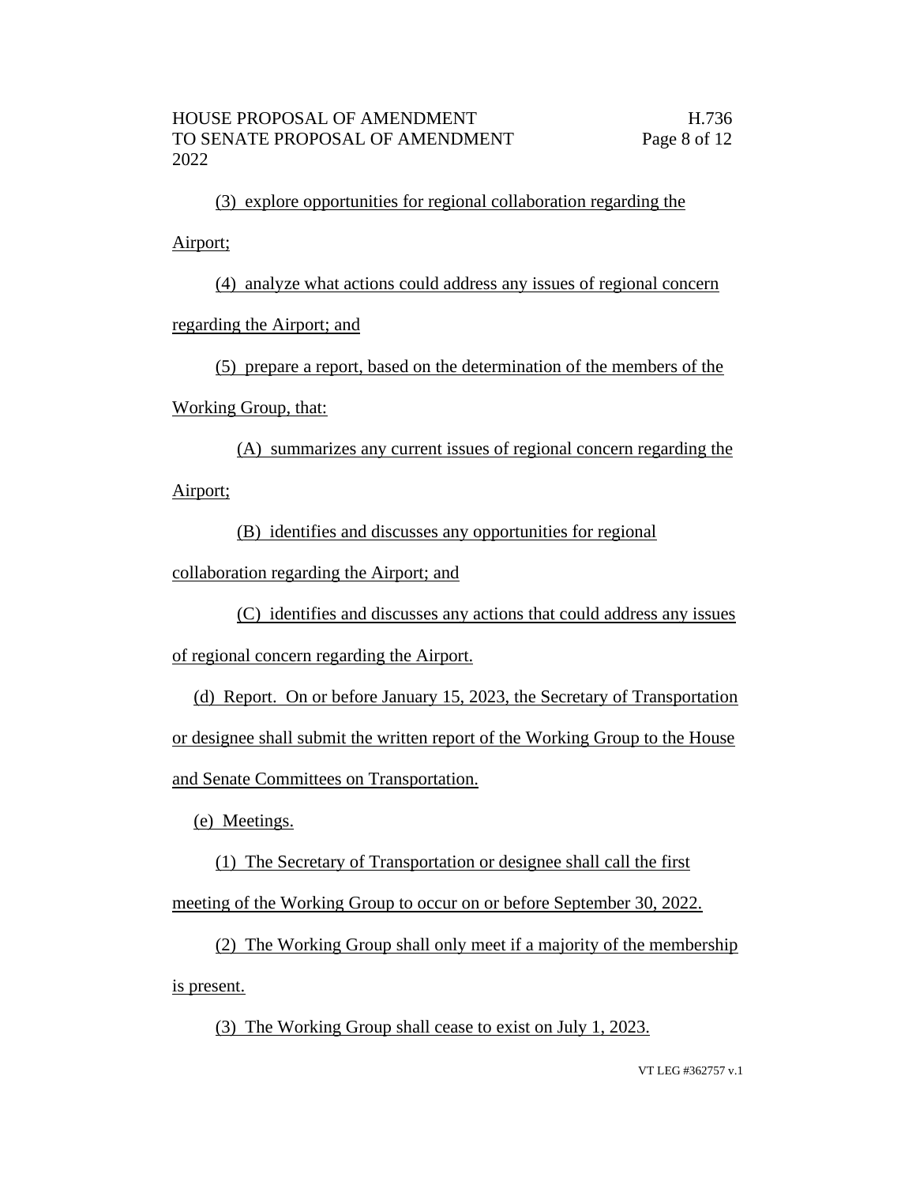(3) explore opportunities for regional collaboration regarding the Airport;

(4) analyze what actions could address any issues of regional concern regarding the Airport; and

(5) prepare a report, based on the determination of the members of the Working Group, that:

(A) summarizes any current issues of regional concern regarding the Airport;

(B) identifies and discusses any opportunities for regional collaboration regarding the Airport; and

(C) identifies and discusses any actions that could address any issues of regional concern regarding the Airport.

(d) Report. On or before January 15, 2023, the Secretary of Transportation or designee shall submit the written report of the Working Group to the House and Senate Committees on Transportation.

(e) Meetings.

(1) The Secretary of Transportation or designee shall call the first meeting of the Working Group to occur on or before September 30, 2022.

(2) The Working Group shall only meet if a majority of the membership is present.

(3) The Working Group shall cease to exist on July 1, 2023.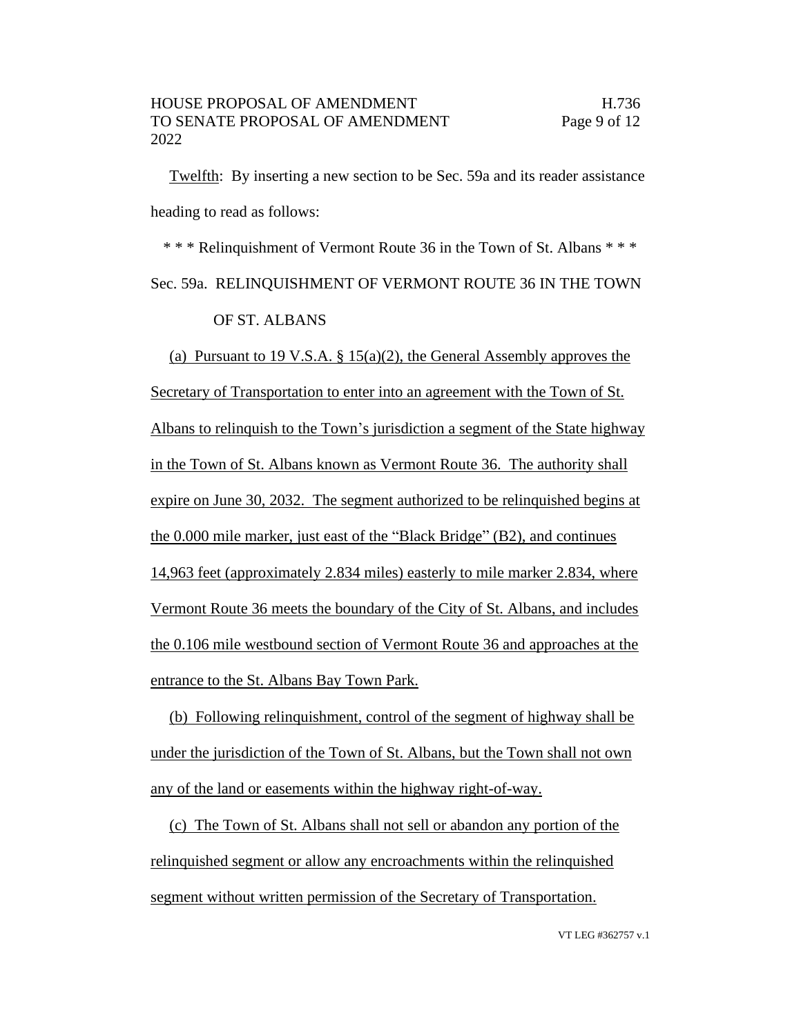Twelfth: By inserting a new section to be Sec. 59a and its reader assistance heading to read as follows:

* * * Relinquishment of Vermont Route 36 in the Town of St. Albans * * *

Sec. 59a. RELINQUISHMENT OF VERMONT ROUTE 36 IN THE TOWN OF ST. ALBANS

(a) Pursuant to 19 V.S.A. § 15(a)(2), the General Assembly approves the Secretary of Transportation to enter into an agreement with the Town of St. Albans to relinquish to the Town's jurisdiction a segment of the State highway in the Town of St. Albans known as Vermont Route 36. The authority shall expire on June 30, 2032. The segment authorized to be relinquished begins at the 0.000 mile marker, just east of the "Black Bridge" (B2), and continues 14,963 feet (approximately 2.834 miles) easterly to mile marker 2.834, where Vermont Route 36 meets the boundary of the City of St. Albans, and includes the 0.106 mile westbound section of Vermont Route 36 and approaches at the entrance to the St. Albans Bay Town Park.

(b) Following relinquishment, control of the segment of highway shall be under the jurisdiction of the Town of St. Albans, but the Town shall not own any of the land or easements within the highway right-of-way.

(c) The Town of St. Albans shall not sell or abandon any portion of the relinquished segment or allow any encroachments within the relinquished segment without written permission of the Secretary of Transportation.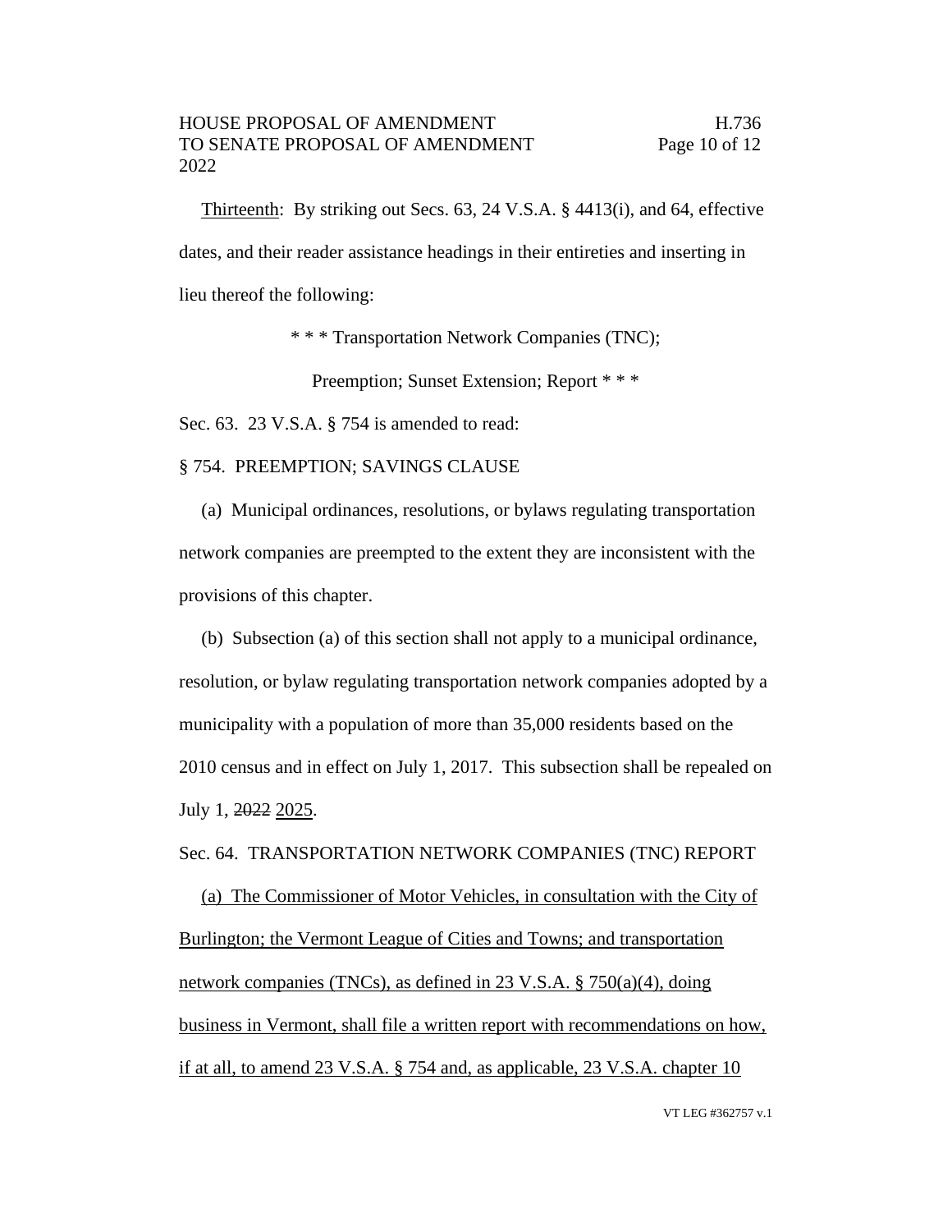Thirteenth: By striking out Secs. 63, 24 V.S.A. § 4413(i), and 64, effective dates, and their reader assistance headings in their entireties and inserting in lieu thereof the following:

\* \* \* Transportation Network Companies (TNC);

Preemption; Sunset Extension; Report \* \* \*

Sec. 63. 23 V.S.A. § 754 is amended to read:

§ 754. PREEMPTION; SAVINGS CLAUSE

(a) Municipal ordinances, resolutions, or bylaws regulating transportation network companies are preempted to the extent they are inconsistent with the provisions of this chapter.

(b) Subsection (a) of this section shall not apply to a municipal ordinance, resolution, or bylaw regulating transportation network companies adopted by a municipality with a population of more than 35,000 residents based on the 2010 census and in effect on July 1, 2017. This subsection shall be repealed on July 1, ~~2022~~ <u>2025</u>.

Sec. 64. TRANSPORTATION NETWORK COMPANIES (TNC) REPORT

<u>(a) The Commissioner of Motor Vehicles, in consultation with the City of Burlington; the Vermont League of Cities and Towns; and transportation network companies (TNCs), as defined in 23 V.S.A. § 750(a)(4), doing business in Vermont, shall file a written report with recommendations on how, if at all, to amend 23 V.S.A. § 754 and, as applicable, 23 V.S.A. chapter 10</u>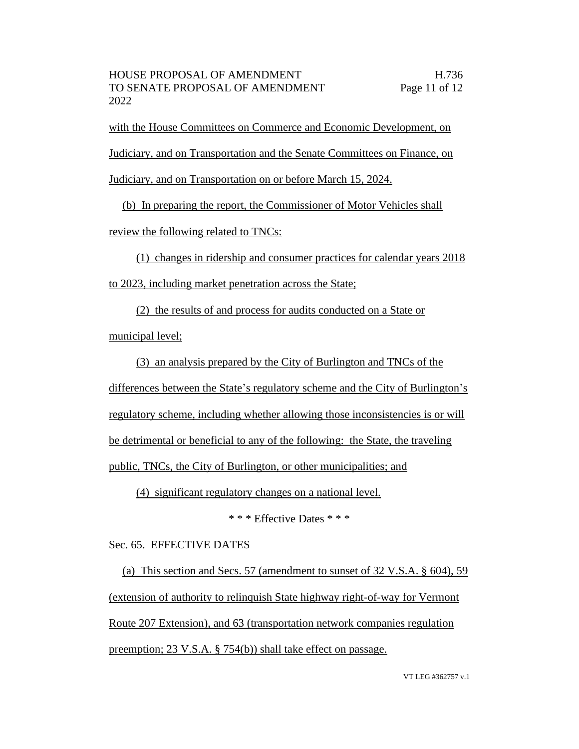with the House Committees on Commerce and Economic Development, on Judiciary, and on Transportation and the Senate Committees on Finance, on Judiciary, and on Transportation on or before March 15, 2024.

(b) In preparing the report, the Commissioner of Motor Vehicles shall review the following related to TNCs:

(1) changes in ridership and consumer practices for calendar years 2018 to 2023, including market penetration across the State;

(2) the results of and process for audits conducted on a State or municipal level;

(3) an analysis prepared by the City of Burlington and TNCs of the differences between the State's regulatory scheme and the City of Burlington's regulatory scheme, including whether allowing those inconsistencies is or will be detrimental or beneficial to any of the following: the State, the traveling public, TNCs, the City of Burlington, or other municipalities; and

(4) significant regulatory changes on a national level.

\* \* \* Effective Dates \* \* \*

Sec. 65. EFFECTIVE DATES

(a) This section and Secs. 57 (amendment to sunset of 32 V.S.A. § 604), 59 (extension of authority to relinquish State highway right-of-way for Vermont Route 207 Extension), and 63 (transportation network companies regulation preemption; 23 V.S.A. § 754(b)) shall take effect on passage.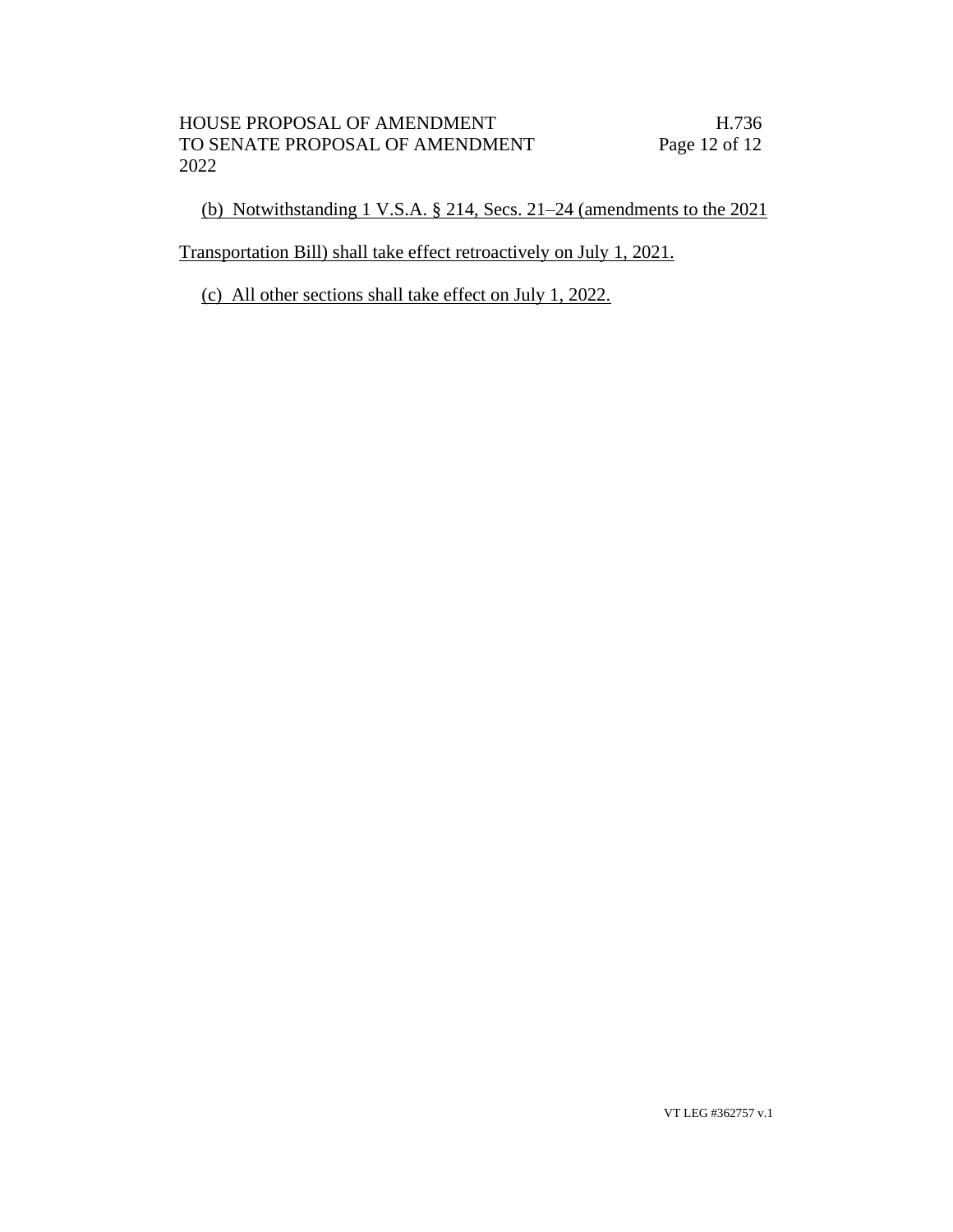(b) Notwithstanding 1 V.S.A. § 214, Secs. 21–24 (amendments to the 2021 Transportation Bill) shall take effect retroactively on July 1, 2021.

(c) All other sections shall take effect on July 1, 2022.